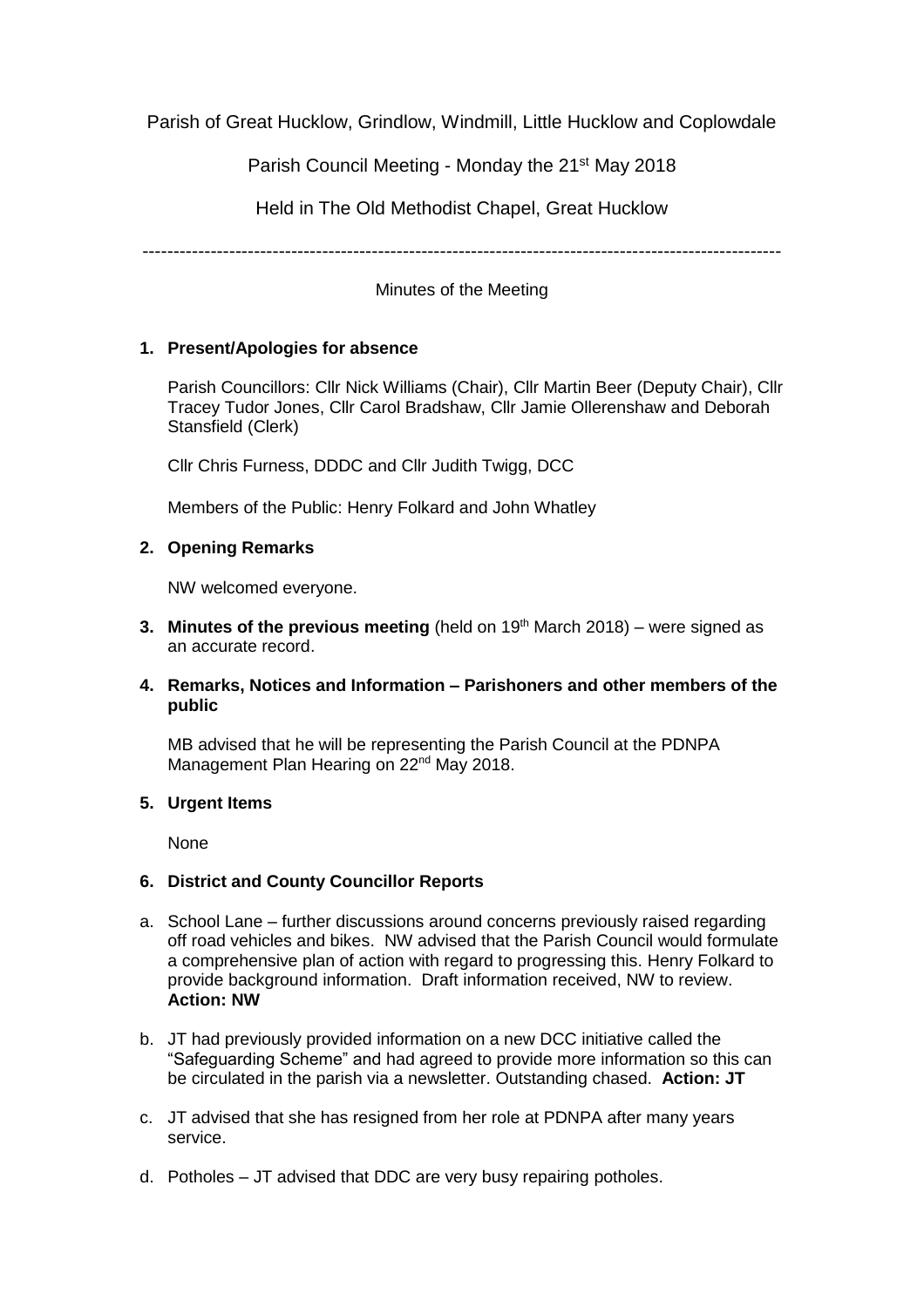Parish of Great Hucklow, Grindlow, Windmill, Little Hucklow and Coplowdale

Parish Council Meeting - Monday the 21st May 2018

Held in The Old Methodist Chapel, Great Hucklow

---

Minutes of the Meeting

1. **Present/Apologies for absence**

   Parish Councillors: Cllr Nick Williams (Chair), Cllr Martin Beer (Deputy Chair), Cllr Tracey Tudor Jones, Cllr Carol Bradshaw, Cllr Jamie Ollerenshaw and Deborah Stansfield (Clerk)

   Cllr Chris Furness, DDDC and Cllr Judith Twigg, DCC

   Members of the Public: Henry Folkard and John Whatley

2. **Opening Remarks**

   NW welcomed everyone.

3. **Minutes of the previous meeting** (held on 19th March 2018) – were signed as an accurate record.

4. **Remarks, Notices and Information – Parishoners and other members of the public**

   MB advised that he will be representing the Parish Council at the PDNPA Management Plan Hearing on 22nd May 2018.

5. **Urgent Items**

   None

6. **District and County Councillor Reports**

a. School Lane – further discussions around concerns previously raised regarding off road vehicles and bikes. NW advised that the Parish Council would formulate a comprehensive plan of action with regard to progressing this. Henry Folkard to provide background information. Draft information received, NW to review. **Action: NW**

b. JT had previously provided information on a new DCC initiative called the "Safeguarding Scheme" and had agreed to provide more information so this can be circulated in the parish via a newsletter. Outstanding chased. **Action: JT**

c. JT advised that she has resigned from her role at PDNPA after many years service.

d. Potholes – JT advised that DDC are very busy repairing potholes.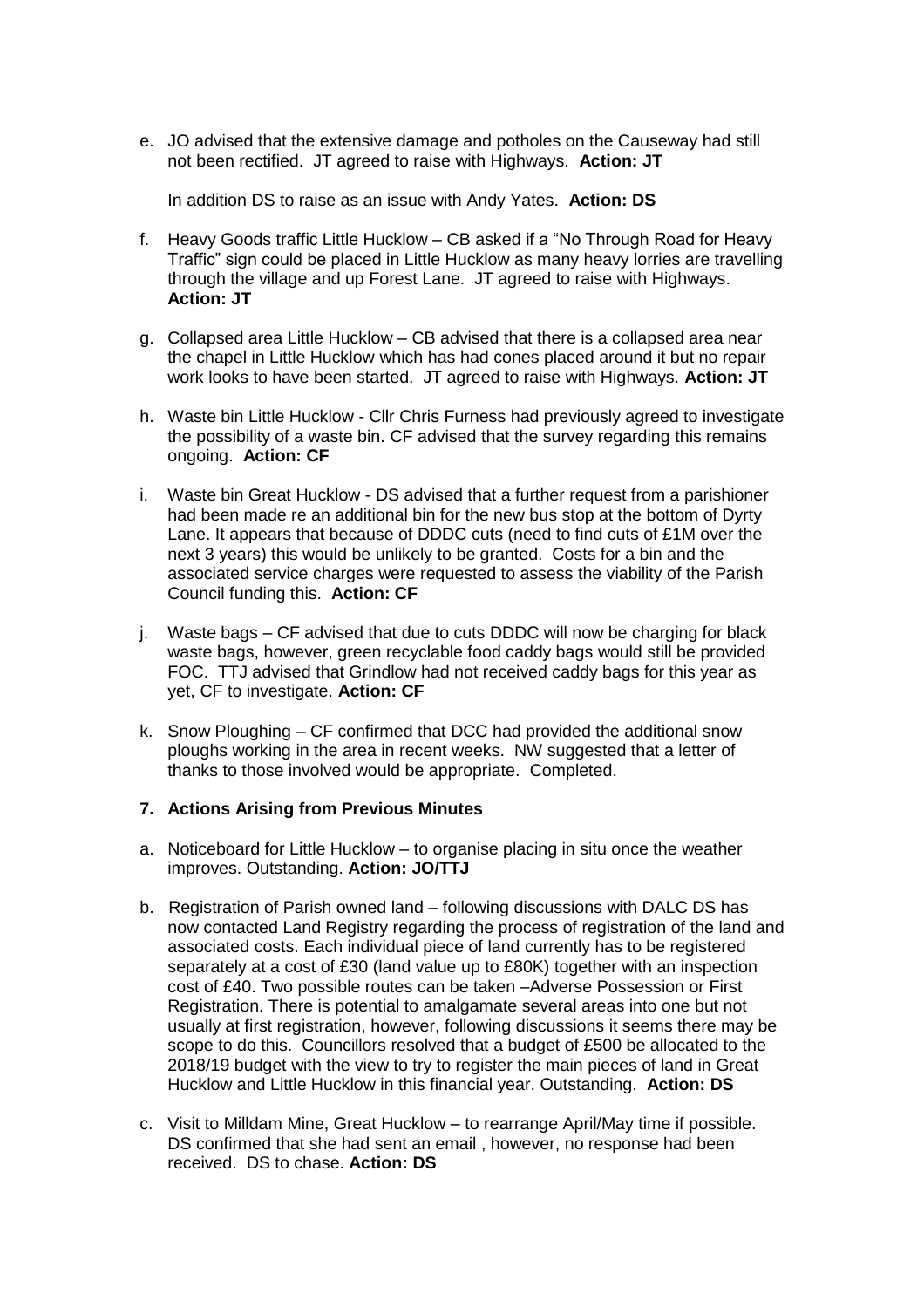e. JO advised that the extensive damage and potholes on the Causeway had still not been rectified. JT agreed to raise with Highways. **Action: JT**

   In addition DS to raise as an issue with Andy Yates. **Action: DS**

f. Heavy Goods traffic Little Hucklow – CB asked if a "No Through Road for Heavy Traffic" sign could be placed in Little Hucklow as many heavy lorries are travelling through the village and up Forest Lane. JT agreed to raise with Highways. **Action: JT**

g. Collapsed area Little Hucklow – CB advised that there is a collapsed area near the chapel in Little Hucklow which has had cones placed around it but no repair work looks to have been started. JT agreed to raise with Highways. **Action: JT**

h. Waste bin Little Hucklow - Cllr Chris Furness had previously agreed to investigate the possibility of a waste bin. CF advised that the survey regarding this remains ongoing. **Action: CF**

i. Waste bin Great Hucklow - DS advised that a further request from a parishioner had been made re an additional bin for the new bus stop at the bottom of Dyrty Lane. It appears that because of DDDC cuts (need to find cuts of £1M over the next 3 years) this would be unlikely to be granted. Costs for a bin and the associated service charges were requested to assess the viability of the Parish Council funding this. **Action: CF**

j. Waste bags – CF advised that due to cuts DDDC will now be charging for black waste bags, however, green recyclable food caddy bags would still be provided FOC. TTJ advised that Grindlow had not received caddy bags for this year as yet, CF to investigate. **Action: CF**

k. Snow Ploughing – CF confirmed that DCC had provided the additional snow ploughs working in the area in recent weeks. NW suggested that a letter of thanks to those involved would be appropriate. Completed.

## 7. Actions Arising from Previous Minutes

a. Noticeboard for Little Hucklow – to organise placing in situ once the weather improves. Outstanding. **Action: JO/TTJ**

b. Registration of Parish owned land – following discussions with DALC DS has now contacted Land Registry regarding the process of registration of the land and associated costs. Each individual piece of land currently has to be registered separately at a cost of £30 (land value up to £80K) together with an inspection cost of £40. Two possible routes can be taken –Adverse Possession or First Registration. There is potential to amalgamate several areas into one but not usually at first registration, however, following discussions it seems there may be scope to do this. Councillors resolved that a budget of £500 be allocated to the 2018/19 budget with the view to try to register the main pieces of land in Great Hucklow and Little Hucklow in this financial year. Outstanding. **Action: DS**

c. Visit to Milldam Mine, Great Hucklow – to rearrange April/May time if possible. DS confirmed that she had sent an email , however, no response had been received. DS to chase. **Action: DS**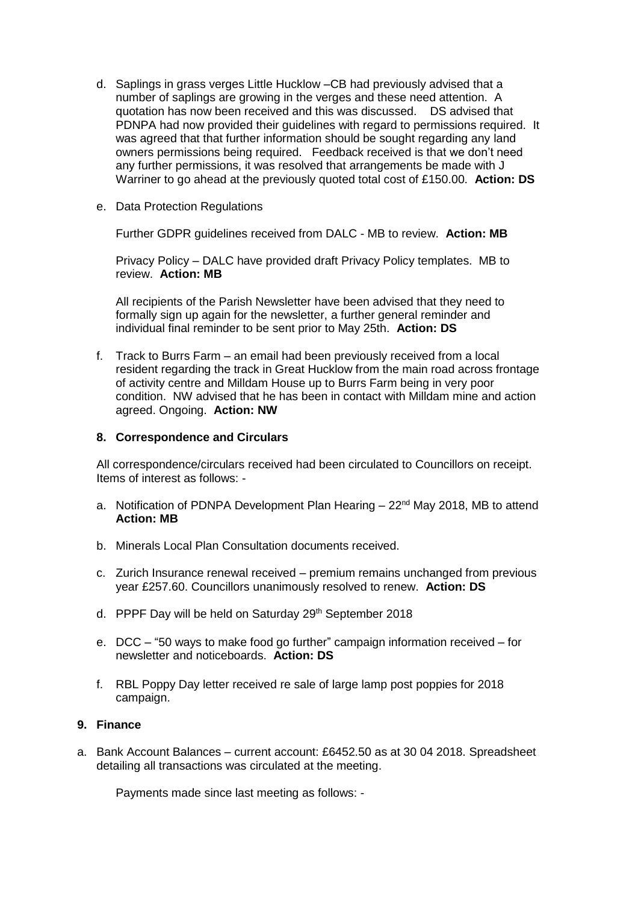d. Saplings in grass verges Little Hucklow –CB had previously advised that a number of saplings are growing in the verges and these need attention. A quotation has now been received and this was discussed. DS advised that PDNPA had now provided their guidelines with regard to permissions required. It was agreed that that further information should be sought regarding any land owners permissions being required. Feedback received is that we don't need any further permissions, it was resolved that arrangements be made with J Warriner to go ahead at the previously quoted total cost of £150.00. **Action: DS**

e. Data Protection Regulations

   Further GDPR guidelines received from DALC - MB to review. **Action: MB**

   Privacy Policy – DALC have provided draft Privacy Policy templates. MB to review. **Action: MB**

   All recipients of the Parish Newsletter have been advised that they need to formally sign up again for the newsletter, a further general reminder and individual final reminder to be sent prior to May 25th. **Action: DS**

f. Track to Burrs Farm – an email had been previously received from a local resident regarding the track in Great Hucklow from the main road across frontage of activity centre and Milldam House up to Burrs Farm being in very poor condition. NW advised that he has been in contact with Milldam mine and action agreed. Ongoing. **Action: NW**

### 8. Correspondence and Circulars

All correspondence/circulars received had been circulated to Councillors on receipt. Items of interest as follows: -

a. Notification of PDNPA Development Plan Hearing – 22nd May 2018, MB to attend **Action: MB**

b. Minerals Local Plan Consultation documents received.

c. Zurich Insurance renewal received – premium remains unchanged from previous year £257.60. Councillors unanimously resolved to renew. **Action: DS**

d. PPPF Day will be held on Saturday 29th September 2018

e. DCC – "50 ways to make food go further" campaign information received – for newsletter and noticeboards. **Action: DS**

f. RBL Poppy Day letter received re sale of large lamp post poppies for 2018 campaign.

### 9. Finance

a. Bank Account Balances – current account: £6452.50 as at 30 04 2018. Spreadsheet detailing all transactions was circulated at the meeting.

   Payments made since last meeting as follows: -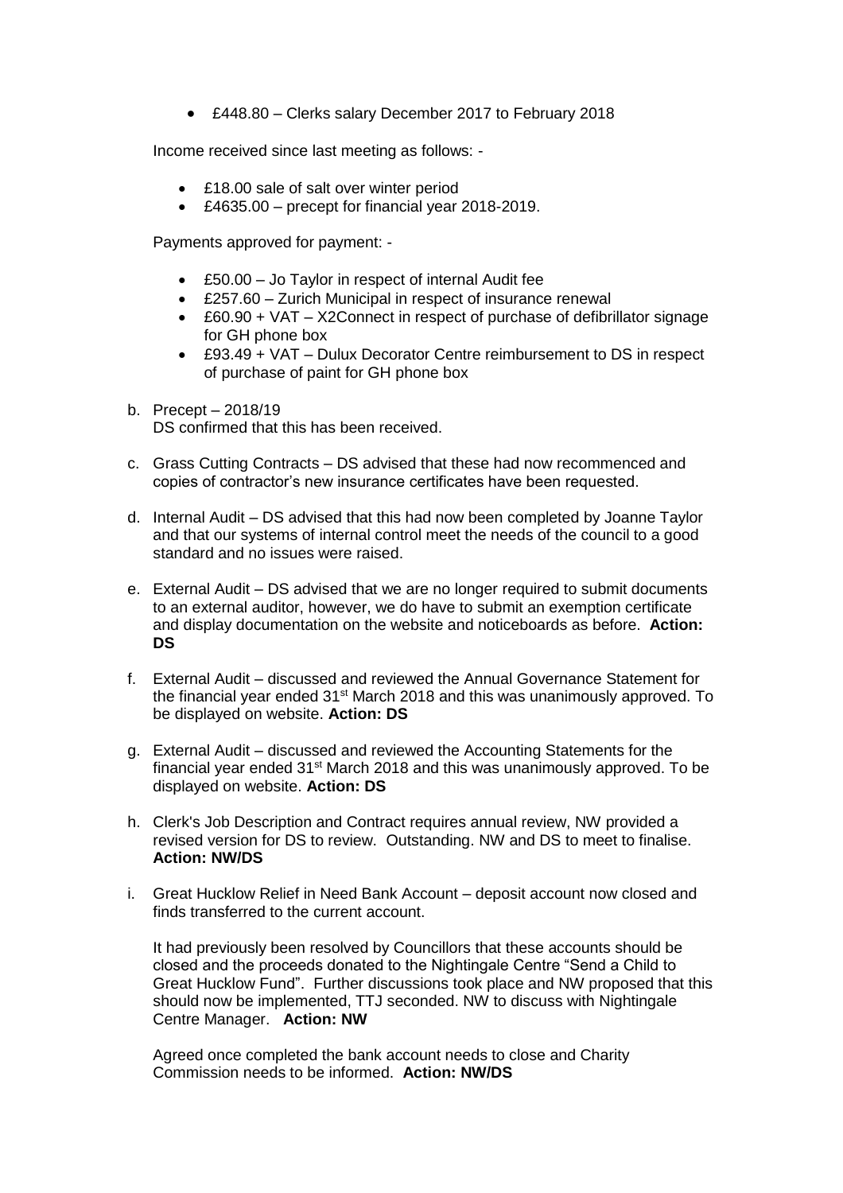- £448.80 – Clerks salary December 2017 to February 2018

Income received since last meeting as follows: -

- £18.00 sale of salt over winter period
- £4635.00 – precept for financial year 2018-2019.

Payments approved for payment: -

- £50.00 – Jo Taylor in respect of internal Audit fee
- £257.60 – Zurich Municipal in respect of insurance renewal
- £60.90 + VAT – X2Connect in respect of purchase of defibrillator signage for GH phone box
- £93.49 + VAT – Dulux Decorator Centre reimbursement to DS in respect of purchase of paint for GH phone box

b. Precept – 2018/19
DS confirmed that this has been received.

c. Grass Cutting Contracts – DS advised that these had now recommenced and copies of contractor's new insurance certificates have been requested.

d. Internal Audit – DS advised that this had now been completed by Joanne Taylor and that our systems of internal control meet the needs of the council to a good standard and no issues were raised.

e. External Audit – DS advised that we are no longer required to submit documents to an external auditor, however, we do have to submit an exemption certificate and display documentation on the website and noticeboards as before. **Action: DS**

f. External Audit – discussed and reviewed the Annual Governance Statement for the financial year ended 31st March 2018 and this was unanimously approved. To be displayed on website. **Action: DS**

g. External Audit – discussed and reviewed the Accounting Statements for the financial year ended 31st March 2018 and this was unanimously approved. To be displayed on website. **Action: DS**

h. Clerk's Job Description and Contract requires annual review, NW provided a revised version for DS to review. Outstanding. NW and DS to meet to finalise. **Action: NW/DS**

i. Great Hucklow Relief in Need Bank Account – deposit account now closed and finds transferred to the current account.

It had previously been resolved by Councillors that these accounts should be closed and the proceeds donated to the Nightingale Centre "Send a Child to Great Hucklow Fund". Further discussions took place and NW proposed that this should now be implemented, TTJ seconded. NW to discuss with Nightingale Centre Manager. **Action: NW**

Agreed once completed the bank account needs to close and Charity Commission needs to be informed. **Action: NW/DS**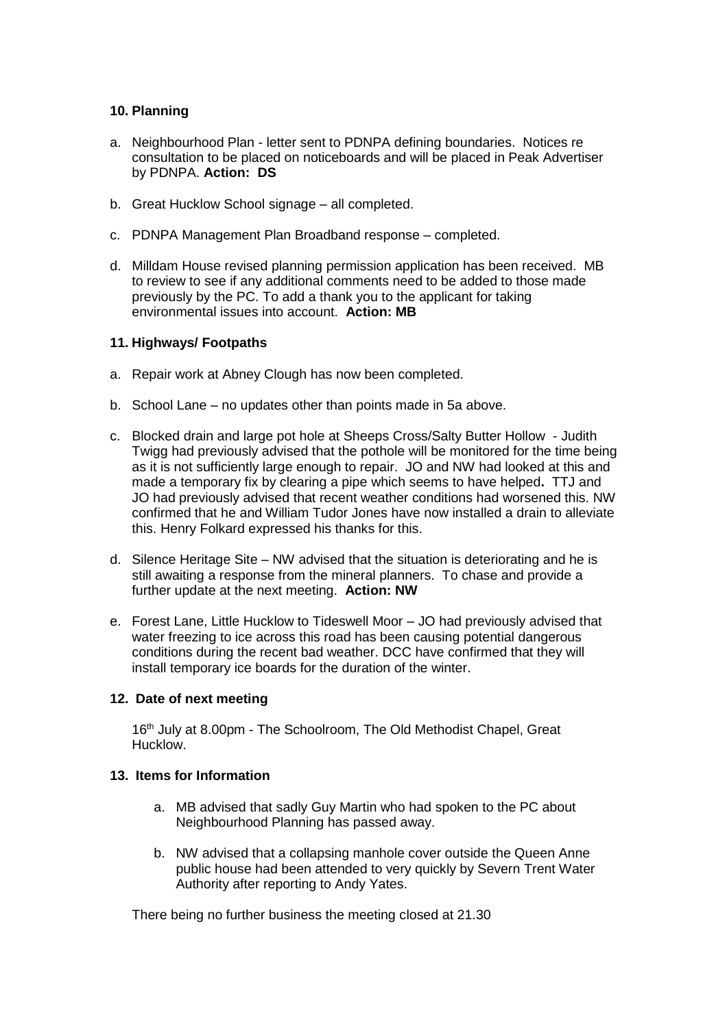### 10. Planning

a. Neighbourhood Plan - letter sent to PDNPA defining boundaries. Notices re consultation to be placed on noticeboards and will be placed in Peak Advertiser by PDNPA. **Action: DS**

b. Great Hucklow School signage – all completed.

c. PDNPA Management Plan Broadband response – completed.

d. Milldam House revised planning permission application has been received. MB to review to see if any additional comments need to be added to those made previously by the PC. To add a thank you to the applicant for taking environmental issues into account. **Action: MB**

### 11. Highways/ Footpaths

a. Repair work at Abney Clough has now been completed.

b. School Lane – no updates other than points made in 5a above.

c. Blocked drain and large pot hole at Sheeps Cross/Salty Butter Hollow - Judith Twigg had previously advised that the pothole will be monitored for the time being as it is not sufficiently large enough to repair. JO and NW had looked at this and made a temporary fix by clearing a pipe which seems to have helped**.** TTJ and JO had previously advised that recent weather conditions had worsened this. NW confirmed that he and William Tudor Jones have now installed a drain to alleviate this. Henry Folkard expressed his thanks for this.

d. Silence Heritage Site – NW advised that the situation is deteriorating and he is still awaiting a response from the mineral planners. To chase and provide a further update at the next meeting. **Action: NW**

e. Forest Lane, Little Hucklow to Tideswell Moor – JO had previously advised that water freezing to ice across this road has been causing potential dangerous conditions during the recent bad weather. DCC have confirmed that they will install temporary ice boards for the duration of the winter.

### 12. Date of next meeting

16th July at 8.00pm - The Schoolroom, The Old Methodist Chapel, Great Hucklow.

### 13. Items for Information

a. MB advised that sadly Guy Martin who had spoken to the PC about Neighbourhood Planning has passed away.

b. NW advised that a collapsing manhole cover outside the Queen Anne public house had been attended to very quickly by Severn Trent Water Authority after reporting to Andy Yates.

There being no further business the meeting closed at 21.30